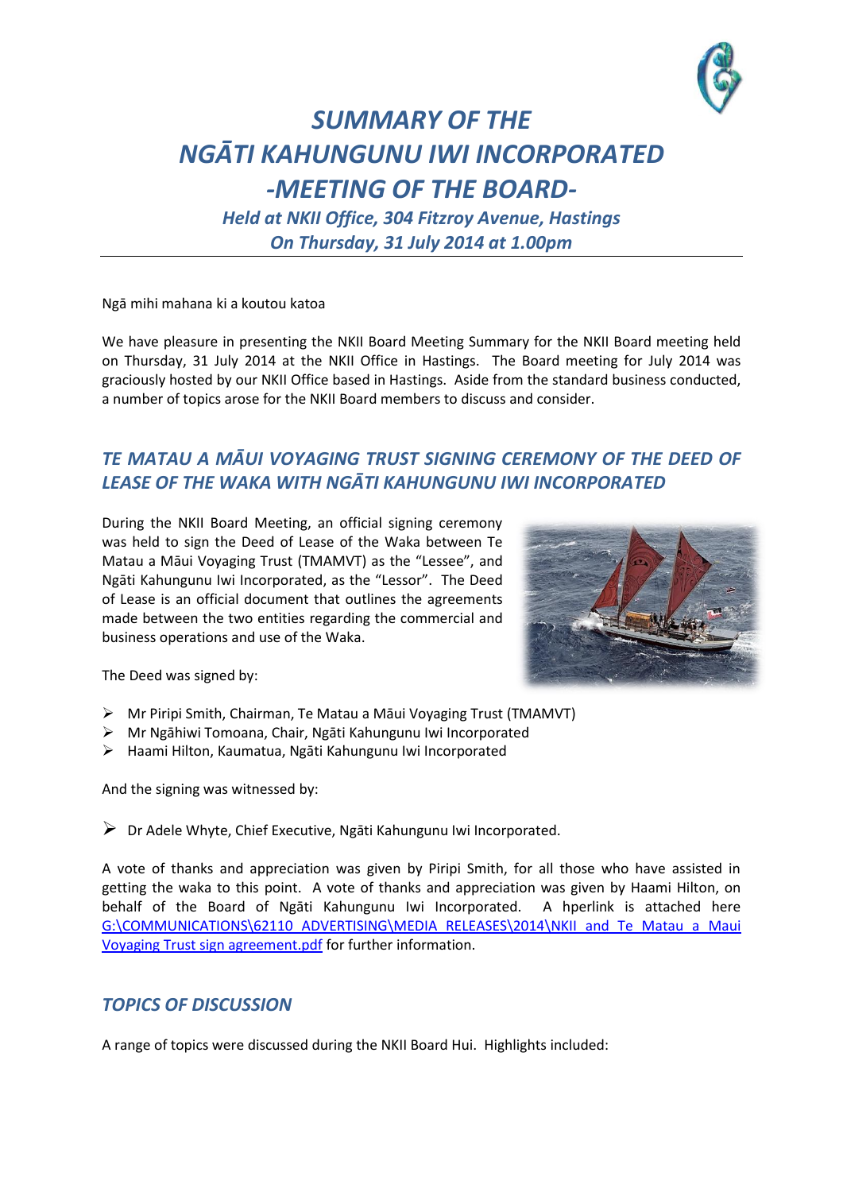# SUMMARY OF THE NGĀTI KAHUNGUNU IWI INCORPORATED -MEETING OF THE BOARD-

*Held at NKII Office, 304 Fitzroy Avenue, Hastings*
*On Thursday, 31 July 2014 at 1.00pm*

Ngā mihi mahana ki a koutou katoa

We have pleasure in presenting the NKII Board Meeting Summary for the NKII Board meeting held on Thursday, 31 July 2014 at the NKII Office in Hastings. The Board meeting for July 2014 was graciously hosted by our NKII Office based in Hastings. Aside from the standard business conducted, a number of topics arose for the NKII Board members to discuss and consider.

## TE MATAU A MĀUI VOYAGING TRUST SIGNING CEREMONY OF THE DEED OF LEASE OF THE WAKA WITH NGĀTI KAHUNGUNU IWI INCORPORATED

During the NKII Board Meeting, an official signing ceremony was held to sign the Deed of Lease of the Waka between Te Matau a Māui Voyaging Trust (TMAMVT) as the "Lessee", and Ngāti Kahungunu Iwi Incorporated, as the "Lessor". The Deed of Lease is an official document that outlines the agreements made between the two entities regarding the commercial and business operations and use of the Waka.

The Deed was signed by:

- Mr Piripi Smith, Chairman, Te Matau a Māui Voyaging Trust (TMAMVT)
- Mr Ngāhiwi Tomoana, Chair, Ngāti Kahungunu Iwi Incorporated
- Haami Hilton, Kaumatua, Ngāti Kahungunu Iwi Incorporated

And the signing was witnessed by:

- Dr Adele Whyte, Chief Executive, Ngāti Kahungunu Iwi Incorporated.

A vote of thanks and appreciation was given by Piripi Smith, for all those who have assisted in getting the waka to this point. A vote of thanks and appreciation was given by Haami Hilton, on behalf of the Board of Ngāti Kahungunu Iwi Incorporated. A hperlink is attached here G:\COMMUNICATIONS\62110_ADVERTISING\MEDIA_RELEASES\2014\NKII and Te Matau a Maui Voyaging Trust sign agreement.pdf for further information.

## TOPICS OF DISCUSSION

A range of topics were discussed during the NKII Board Hui. Highlights included: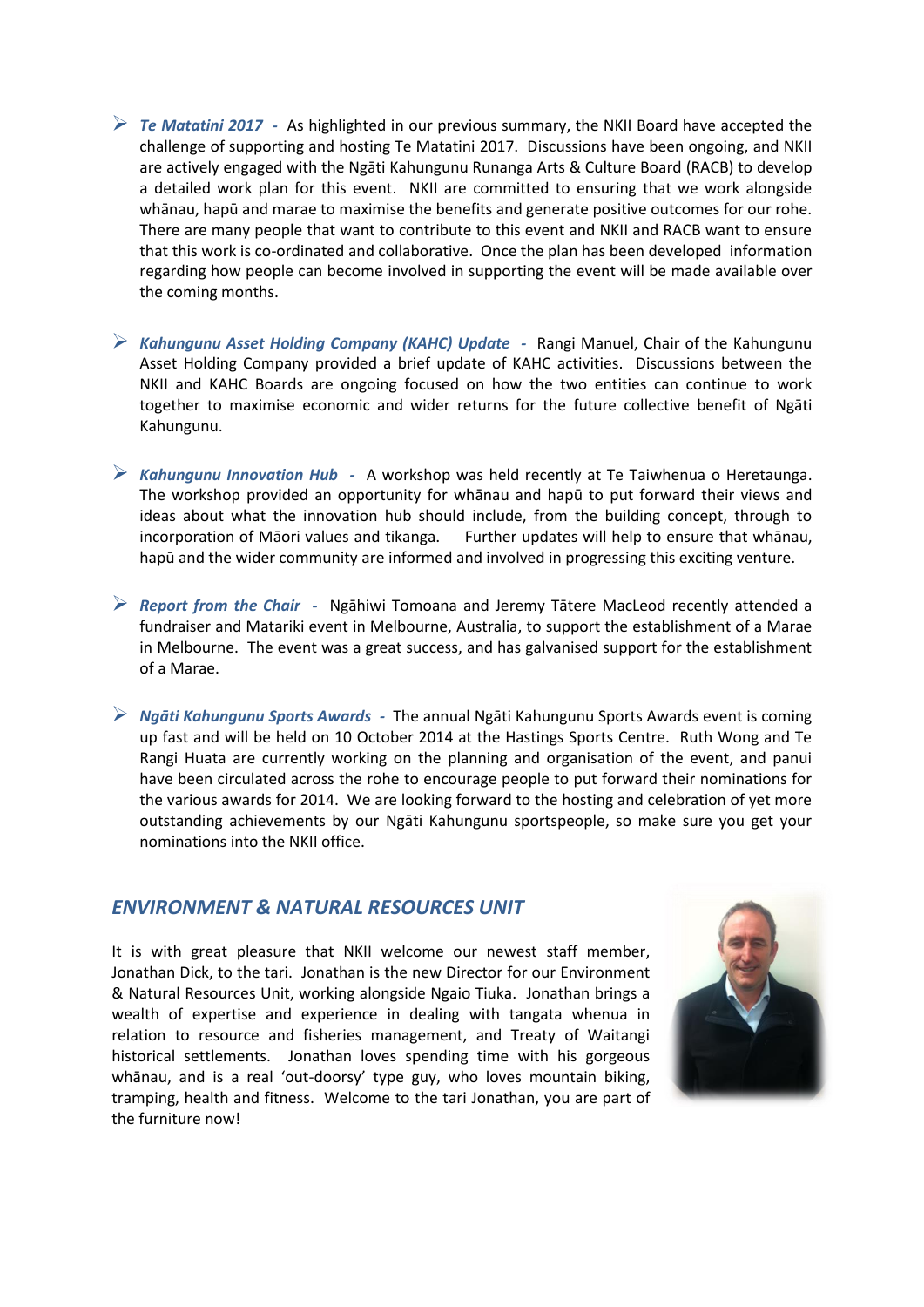- ***Te Matatini 2017*** **-** As highlighted in our previous summary, the NKII Board have accepted the challenge of supporting and hosting Te Matatini 2017. Discussions have been ongoing, and NKII are actively engaged with the Ngāti Kahungunu Runanga Arts & Culture Board (RACB) to develop a detailed work plan for this event. NKII are committed to ensuring that we work alongside whānau, hapū and marae to maximise the benefits and generate positive outcomes for our rohe. There are many people that want to contribute to this event and NKII and RACB want to ensure that this work is co-ordinated and collaborative. Once the plan has been developed information regarding how people can become involved in supporting the event will be made available over the coming months.

- ***Kahungunu Asset Holding Company (KAHC) Update*** **-** Rangi Manuel, Chair of the Kahungunu Asset Holding Company provided a brief update of KAHC activities. Discussions between the NKII and KAHC Boards are ongoing focused on how the two entities can continue to work together to maximise economic and wider returns for the future collective benefit of Ngāti Kahungunu.

- ***Kahungunu Innovation Hub*** **-** A workshop was held recently at Te Taiwhenua o Heretaunga. The workshop provided an opportunity for whānau and hapū to put forward their views and ideas about what the innovation hub should include, from the building concept, through to incorporation of Māori values and tikanga. Further updates will help to ensure that whānau, hapū and the wider community are informed and involved in progressing this exciting venture.

- ***Report from the Chair*** **-** Ngāhiwi Tomoana and Jeremy Tātere MacLeod recently attended a fundraiser and Matariki event in Melbourne, Australia, to support the establishment of a Marae in Melbourne. The event was a great success, and has galvanised support for the establishment of a Marae.

- ***Ngāti Kahungunu Sports Awards*** **-** The annual Ngāti Kahungunu Sports Awards event is coming up fast and will be held on 10 October 2014 at the Hastings Sports Centre. Ruth Wong and Te Rangi Huata are currently working on the planning and organisation of the event, and panui have been circulated across the rohe to encourage people to put forward their nominations for the various awards for 2014. We are looking forward to the hosting and celebration of yet more outstanding achievements by our Ngāti Kahungunu sportspeople, so make sure you get your nominations into the NKII office.

## *ENVIRONMENT & NATURAL RESOURCES UNIT*

It is with great pleasure that NKII welcome our newest staff member, Jonathan Dick, to the tari. Jonathan is the new Director for our Environment & Natural Resources Unit, working alongside Ngaio Tiuka. Jonathan brings a wealth of expertise and experience in dealing with tangata whenua in relation to resource and fisheries management, and Treaty of Waitangi historical settlements. Jonathan loves spending time with his gorgeous whānau, and is a real 'out-doorsy' type guy, who loves mountain biking, tramping, health and fitness. Welcome to the tari Jonathan, you are part of the furniture now!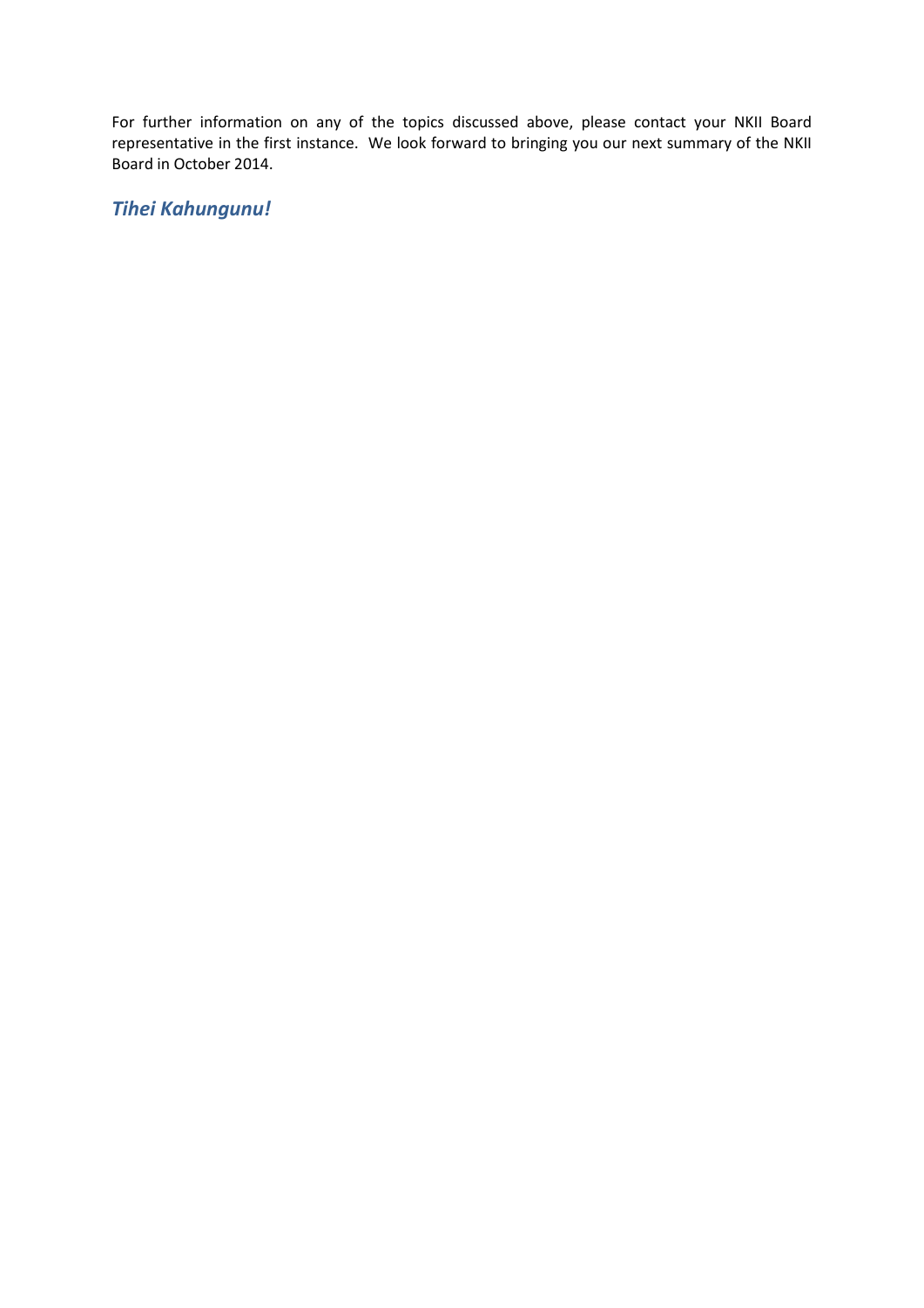For further information on any of the topics discussed above, please contact your NKII Board representative in the first instance. We look forward to bringing you our next summary of the NKII Board in October 2014.

***Tihei Kahungunu!***